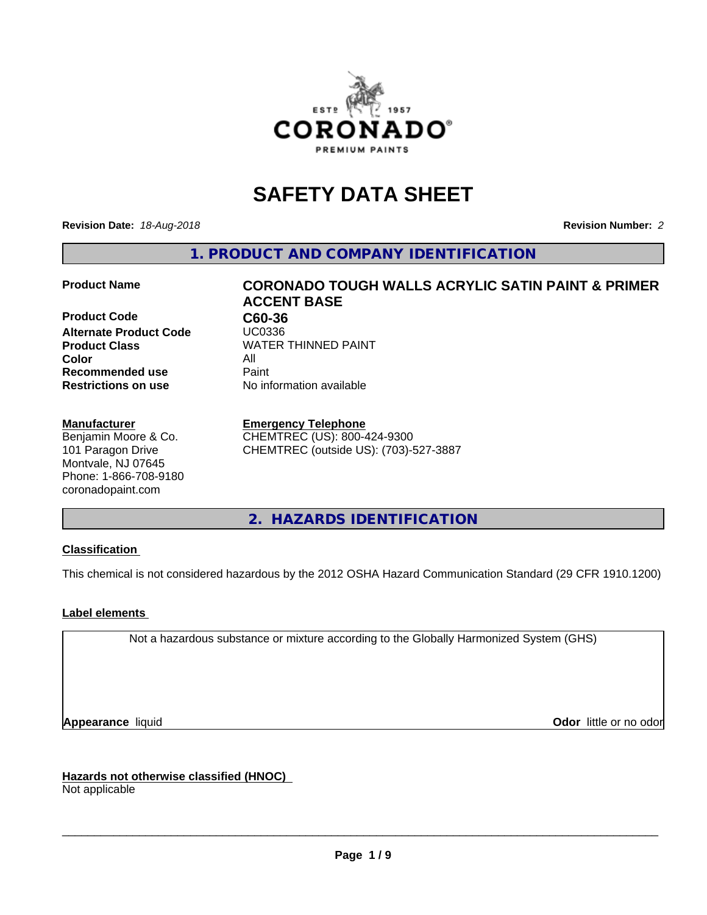# SAFETY DATA SHEET

**Revision Date:** *18-Aug-2018* **Revision Number:** *2*

## 1. PRODUCT AND COMPANY IDENTIFICATION

| | |
|---|---|
| **Product Name** | **CORONADO TOUGH WALLS ACRYLIC SATIN PAINT & PRIMER ACCENT BASE** |
| **Product Code** | **C60-36** |
| **Alternate Product Code** | UC0336 |
| **Product Class** | WATER THINNED PAINT |
| **Color** | All |
| **Recommended use** | Paint |
| **Restrictions on use** | No information available |

**Manufacturer**
Benjamin Moore & Co.
101 Paragon Drive
Montvale, NJ 07645
Phone: 1-866-708-9180
coronadopaint.com

**Emergency Telephone**
CHEMTREC (US): 800-424-9300
CHEMTREC (outside US): (703)-527-3887

## 2. HAZARDS IDENTIFICATION

**Classification**

This chemical is not considered hazardous by the 2012 OSHA Hazard Communication Standard (29 CFR 1910.1200)

**Label elements**

Not a hazardous substance or mixture according to the Globally Harmonized System (GHS)

**Appearance** liquid **Odor** little or no odor

**Hazards not otherwise classified (HNOC)**
Not applicable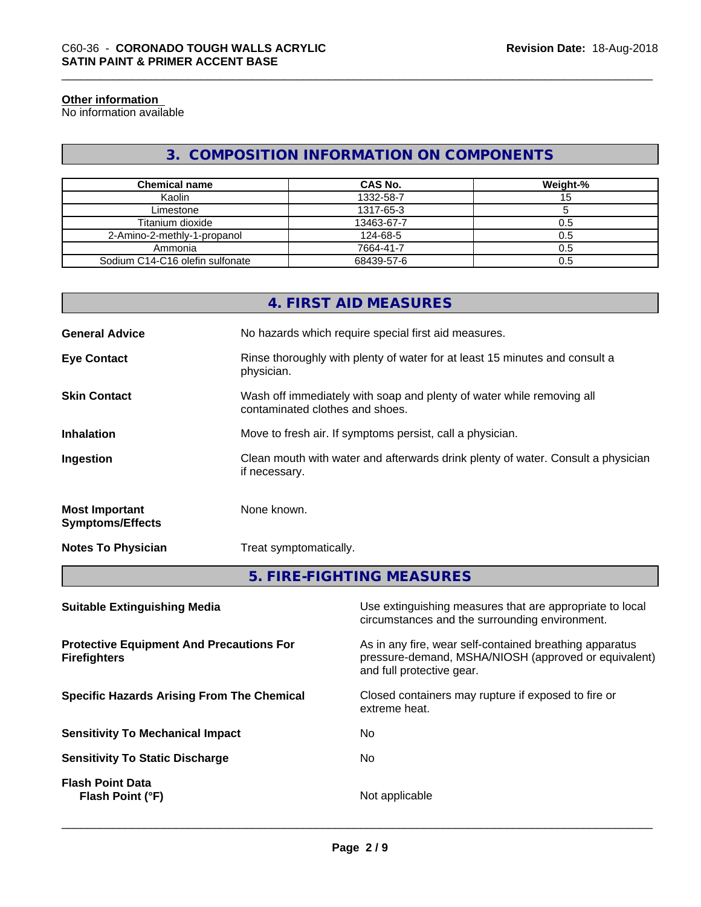**Other information**
No information available

## 3. COMPOSITION INFORMATION ON COMPONENTS

| Chemical name | CAS No. | Weight-% |
|---|---|---|
| Kaolin | 1332-58-7 | 15 |
| Limestone | 1317-65-3 | 5 |
| Titanium dioxide | 13463-67-7 | 0.5 |
| 2-Amino-2-methly-1-propanol | 124-68-5 | 0.5 |
| Ammonia | 7664-41-7 | 0.5 |
| Sodium C14-C16 olefin sulfonate | 68439-57-6 | 0.5 |

## 4. FIRST AID MEASURES

**General Advice**
No hazards which require special first aid measures.

**Eye Contact**
Rinse thoroughly with plenty of water for at least 15 minutes and consult a physician.

**Skin Contact**
Wash off immediately with soap and plenty of water while removing all contaminated clothes and shoes.

**Inhalation**
Move to fresh air. If symptoms persist, call a physician.

**Ingestion**
Clean mouth with water and afterwards drink plenty of water. Consult a physician if necessary.

**Most Important Symptoms/Effects**
None known.

**Notes To Physician**
Treat symptomatically.

## 5. FIRE-FIGHTING MEASURES

**Suitable Extinguishing Media**
Use extinguishing measures that are appropriate to local circumstances and the surrounding environment.

**Protective Equipment And Precautions For Firefighters**
As in any fire, wear self-contained breathing apparatus pressure-demand, MSHA/NIOSH (approved or equivalent) and full protective gear.

**Specific Hazards Arising From The Chemical**
Closed containers may rupture if exposed to fire or extreme heat.

**Sensitivity To Mechanical Impact**
No

**Sensitivity To Static Discharge**
No

**Flash Point Data**
**Flash Point (°F)**
Not applicable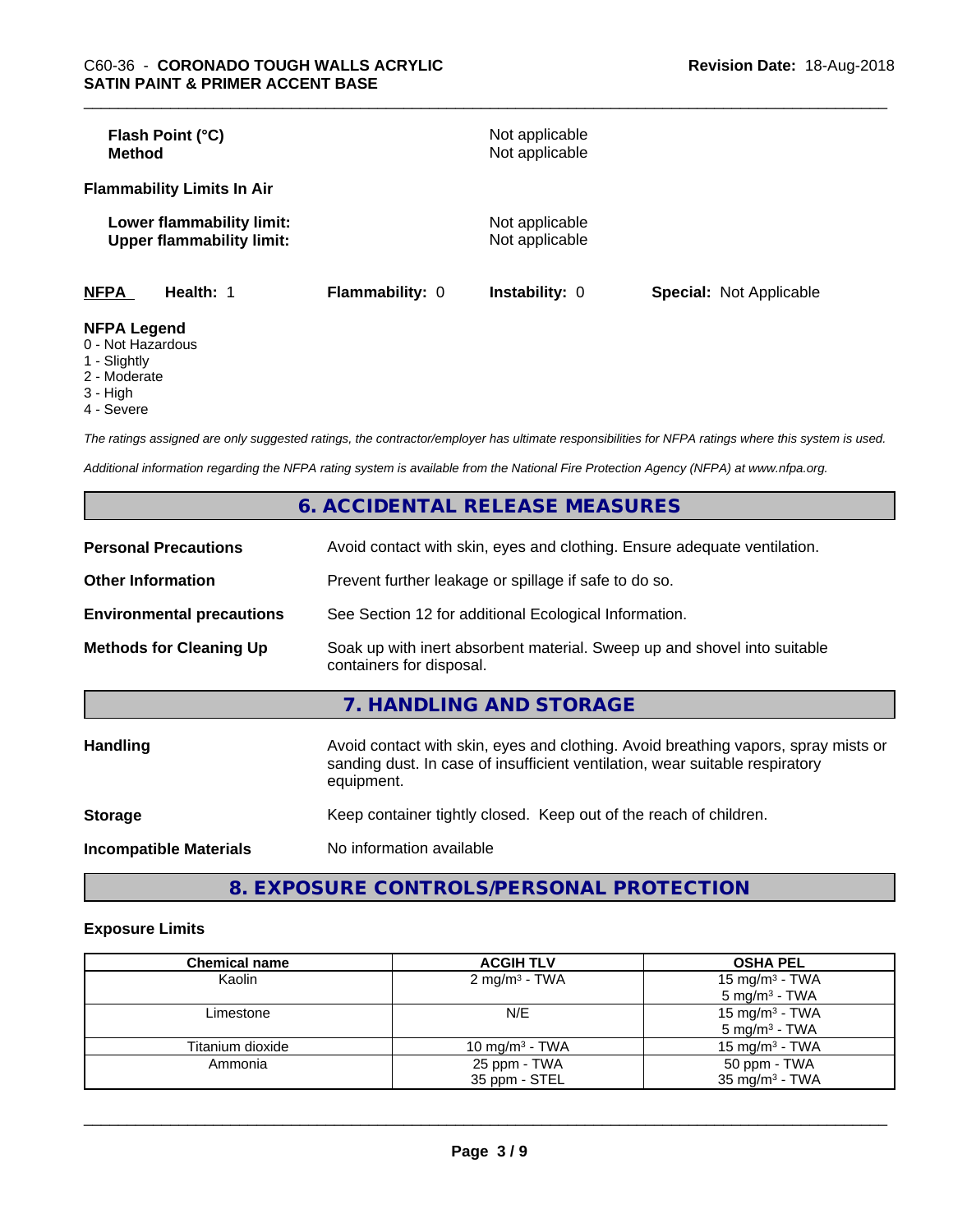**Flash Point (°C)** Not applicable
**Method** Not applicable

**Flammability Limits In Air**

**Lower flammability limit:** Not applicable
**Upper flammability limit:** Not applicable

| NFPA | Health: 1 | Flammability: 0 | Instability: 0 | Special: Not Applicable |
|---|---|---|---|---|

**NFPA Legend**
0 - Not Hazardous
1 - Slightly
2 - Moderate
3 - High
4 - Severe

*The ratings assigned are only suggested ratings, the contractor/employer has ultimate responsibilities for NFPA ratings where this system is used.*

*Additional information regarding the NFPA rating system is available from the National Fire Protection Agency (NFPA) at www.nfpa.org.*

## 6. ACCIDENTAL RELEASE MEASURES

**Personal Precautions** Avoid contact with skin, eyes and clothing. Ensure adequate ventilation.

**Other Information** Prevent further leakage or spillage if safe to do so.

**Environmental precautions** See Section 12 for additional Ecological Information.

**Methods for Cleaning Up** Soak up with inert absorbent material. Sweep up and shovel into suitable containers for disposal.

## 7. HANDLING AND STORAGE

**Handling** Avoid contact with skin, eyes and clothing. Avoid breathing vapors, spray mists or sanding dust. In case of insufficient ventilation, wear suitable respiratory equipment.

**Storage** Keep container tightly closed. Keep out of the reach of children.

**Incompatible Materials** No information available

## 8. EXPOSURE CONTROLS/PERSONAL PROTECTION

**Exposure Limits**

| Chemical name | ACGIH TLV | OSHA PEL |
|---|---|---|
| Kaolin | 2 mg/m³ - TWA | 15 mg/m³ - TWA<br>5 mg/m³ - TWA |
| Limestone | N/E | 15 mg/m³ - TWA<br>5 mg/m³ - TWA |
| Titanium dioxide | 10 mg/m³ - TWA | 15 mg/m³ - TWA |
| Ammonia | 25 ppm - TWA<br>35 ppm - STEL | 50 ppm - TWA<br>35 mg/m³ - TWA |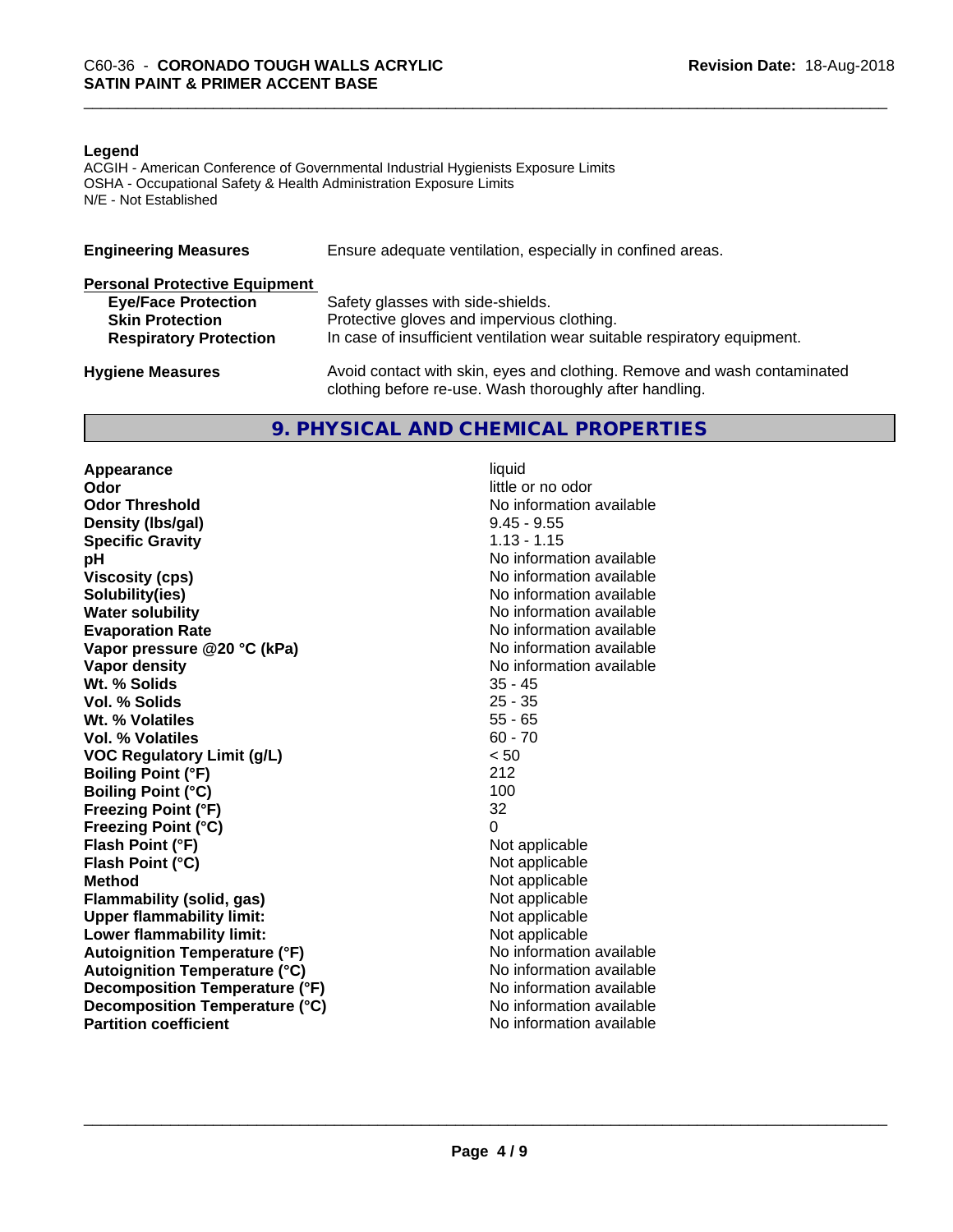**Legend**
ACGIH - American Conference of Governmental Industrial Hygienists Exposure Limits
OSHA - Occupational Safety & Health Administration Exposure Limits
N/E - Not Established

**Engineering Measures** — Ensure adequate ventilation, especially in confined areas.

**Personal Protective Equipment**

| | |
|---|---|
| **Eye/Face Protection** | Safety glasses with side-shields. |
| **Skin Protection** | Protective gloves and impervious clothing. |
| **Respiratory Protection** | In case of insufficient ventilation wear suitable respiratory equipment. |

**Hygiene Measures** — Avoid contact with skin, eyes and clothing. Remove and wash contaminated clothing before re-use. Wash thoroughly after handling.

## 9. PHYSICAL AND CHEMICAL PROPERTIES

| | |
|---|---|
| **Appearance** | liquid |
| **Odor** | little or no odor |
| **Odor Threshold** | No information available |
| **Density (lbs/gal)** | 9.45 - 9.55 |
| **Specific Gravity** | 1.13 - 1.15 |
| **pH** | No information available |
| **Viscosity (cps)** | No information available |
| **Solubility(ies)** | No information available |
| **Water solubility** | No information available |
| **Evaporation Rate** | No information available |
| **Vapor pressure @20 °C (kPa)** | No information available |
| **Vapor density** | No information available |
| **Wt. % Solids** | 35 - 45 |
| **Vol. % Solids** | 25 - 35 |
| **Wt. % Volatiles** | 55 - 65 |
| **Vol. % Volatiles** | 60 - 70 |
| **VOC Regulatory Limit (g/L)** | < 50 |
| **Boiling Point (°F)** | 212 |
| **Boiling Point (°C)** | 100 |
| **Freezing Point (°F)** | 32 |
| **Freezing Point (°C)** | 0 |
| **Flash Point (°F)** | Not applicable |
| **Flash Point (°C)** | Not applicable |
| **Method** | Not applicable |
| **Flammability (solid, gas)** | Not applicable |
| **Upper flammability limit:** | Not applicable |
| **Lower flammability limit:** | Not applicable |
| **Autoignition Temperature (°F)** | No information available |
| **Autoignition Temperature (°C)** | No information available |
| **Decomposition Temperature (°F)** | No information available |
| **Decomposition Temperature (°C)** | No information available |
| **Partition coefficient** | No information available |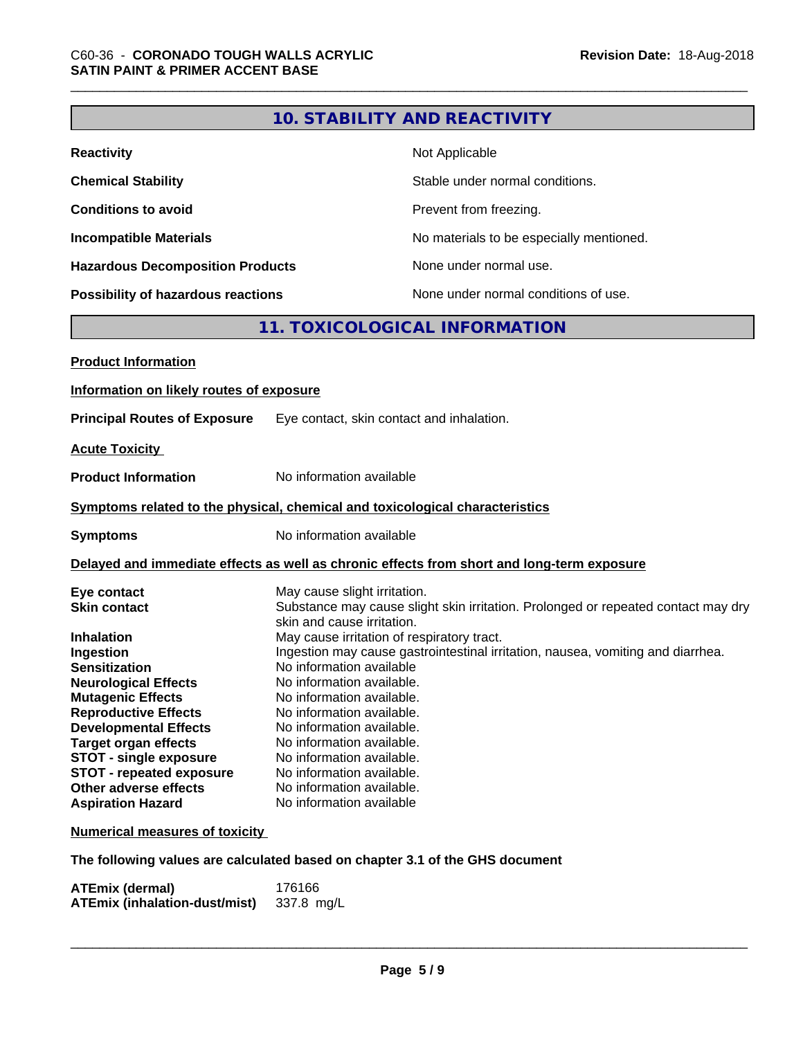## 10. STABILITY AND REACTIVITY

| | |
|---|---|
| **Reactivity** | Not Applicable |
| **Chemical Stability** | Stable under normal conditions. |
| **Conditions to avoid** | Prevent from freezing. |
| **Incompatible Materials** | No materials to be especially mentioned. |
| **Hazardous Decomposition Products** | None under normal use. |
| **Possibility of hazardous reactions** | None under normal conditions of use. |

## 11. TOXICOLOGICAL INFORMATION

**Product Information**

**Information on likely routes of exposure**

**Principal Routes of Exposure** Eye contact, skin contact and inhalation.

**Acute Toxicity**

**Product Information** No information available

**Symptoms related to the physical, chemical and toxicological characteristics**

**Symptoms** No information available

**Delayed and immediate effects as well as chronic effects from short and long-term exposure**

| | |
|---|---|
| **Eye contact** | May cause slight irritation. |
| **Skin contact** | Substance may cause slight skin irritation. Prolonged or repeated contact may dry skin and cause irritation. |
| **Inhalation** | May cause irritation of respiratory tract. |
| **Ingestion** | Ingestion may cause gastrointestinal irritation, nausea, vomiting and diarrhea. |
| **Sensitization** | No information available |
| **Neurological Effects** | No information available. |
| **Mutagenic Effects** | No information available. |
| **Reproductive Effects** | No information available. |
| **Developmental Effects** | No information available. |
| **Target organ effects** | No information available. |
| **STOT - single exposure** | No information available. |
| **STOT - repeated exposure** | No information available. |
| **Other adverse effects** | No information available. |
| **Aspiration Hazard** | No information available |

**Numerical measures of toxicity**

**The following values are calculated based on chapter 3.1 of the GHS document**

| | |
|---|---|
| **ATEmix (dermal)** | 176166 |
| **ATEmix (inhalation-dust/mist)** | 337.8 mg/L |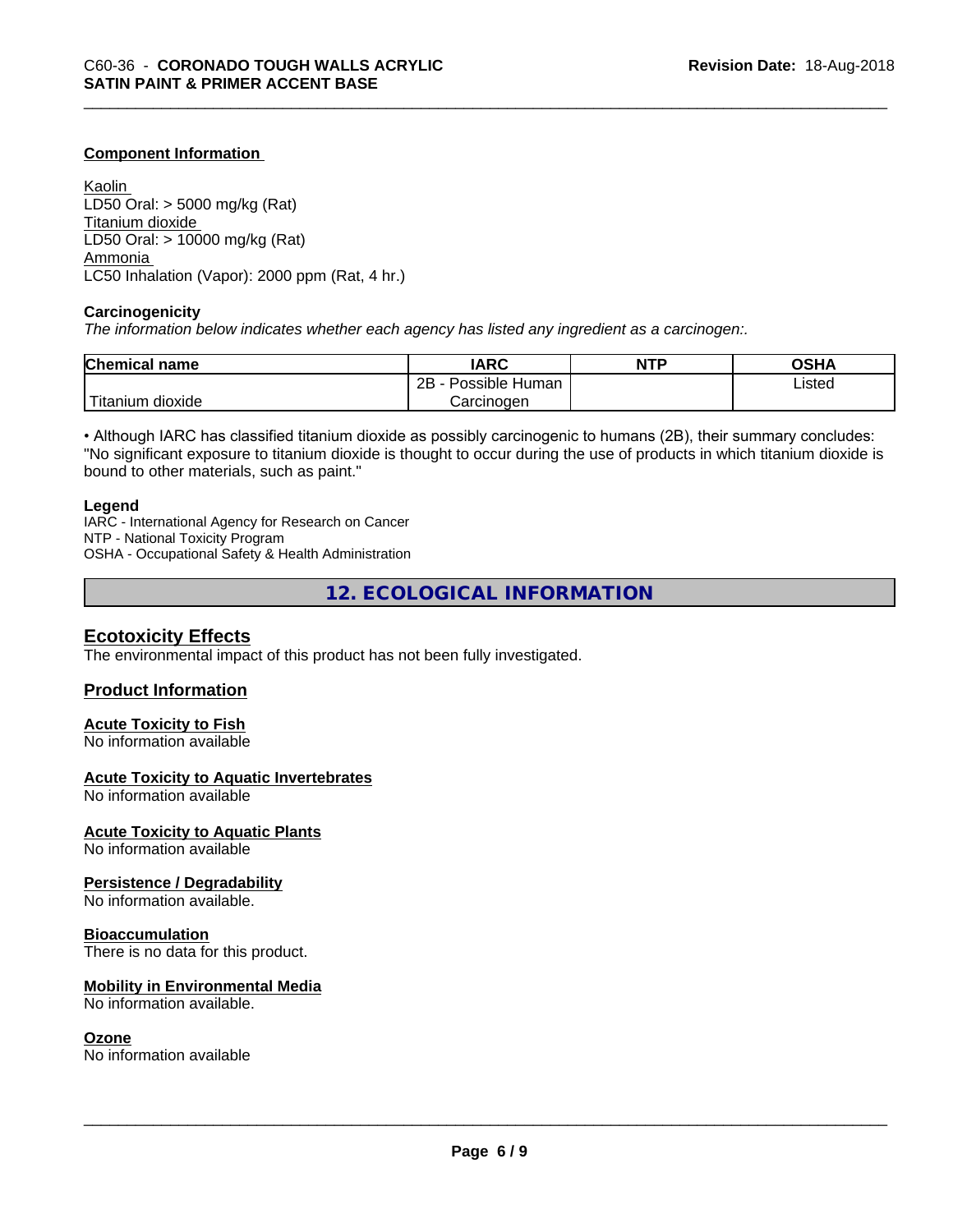### Component Information

Kaolin
LD50 Oral: > 5000 mg/kg (Rat)
Titanium dioxide
LD50 Oral: > 10000 mg/kg (Rat)
Ammonia
LC50 Inhalation (Vapor): 2000 ppm (Rat, 4 hr.)

### Carcinogenicity

*The information below indicates whether each agency has listed any ingredient as a carcinogen:.*

| Chemical name | IARC | NTP | OSHA |
| --- | --- | --- | --- |
| Titanium dioxide | 2B - Possible Human Carcinogen | | Listed |

• Although IARC has classified titanium dioxide as possibly carcinogenic to humans (2B), their summary concludes: "No significant exposure to titanium dioxide is thought to occur during the use of products in which titanium dioxide is bound to other materials, such as paint."

**Legend**
IARC - International Agency for Research on Cancer
NTP - National Toxicity Program
OSHA - Occupational Safety & Health Administration

## 12. ECOLOGICAL INFORMATION

### Ecotoxicity Effects

The environmental impact of this product has not been fully investigated.

### Product Information

**Acute Toxicity to Fish**
No information available

**Acute Toxicity to Aquatic Invertebrates**
No information available

**Acute Toxicity to Aquatic Plants**
No information available

**Persistence / Degradability**
No information available.

**Bioaccumulation**
There is no data for this product.

**Mobility in Environmental Media**
No information available.

**Ozone**
No information available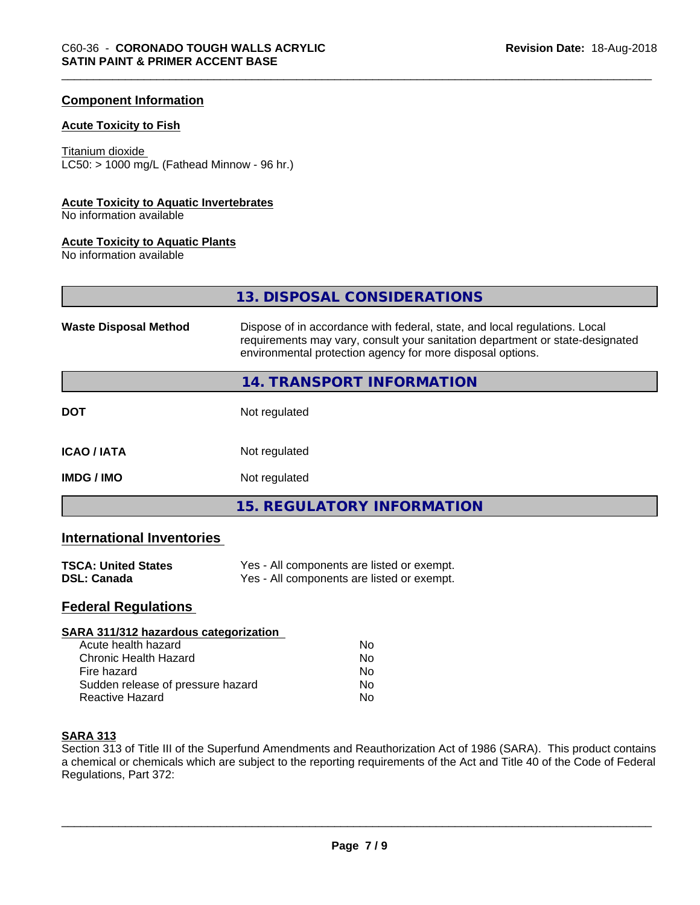## Component Information

### Acute Toxicity to Fish

Titanium dioxide
LC50: > 1000 mg/L (Fathead Minnow - 96 hr.)

### Acute Toxicity to Aquatic Invertebrates

No information available

### Acute Toxicity to Aquatic Plants

No information available

## 13. DISPOSAL CONSIDERATIONS

| | |
|---|---|
| **Waste Disposal Method** | Dispose of in accordance with federal, state, and local regulations. Local requirements may vary, consult your sanitation department or state-designated environmental protection agency for more disposal options. |

## 14. TRANSPORT INFORMATION

| | |
|---|---|
| **DOT** | Not regulated |
| **ICAO / IATA** | Not regulated |
| **IMDG / IMO** | Not regulated |

## 15. REGULATORY INFORMATION

## International Inventories

| | |
|---|---|
| **TSCA: United States** | Yes - All components are listed or exempt. |
| **DSL: Canada** | Yes - All components are listed or exempt. |

## Federal Regulations

### SARA 311/312 hazardous categorization

| | |
|---|---|
| Acute health hazard | No |
| Chronic Health Hazard | No |
| Fire hazard | No |
| Sudden release of pressure hazard | No |
| Reactive Hazard | No |

### SARA 313

Section 313 of Title III of the Superfund Amendments and Reauthorization Act of 1986 (SARA). This product contains a chemical or chemicals which are subject to the reporting requirements of the Act and Title 40 of the Code of Federal Regulations, Part 372: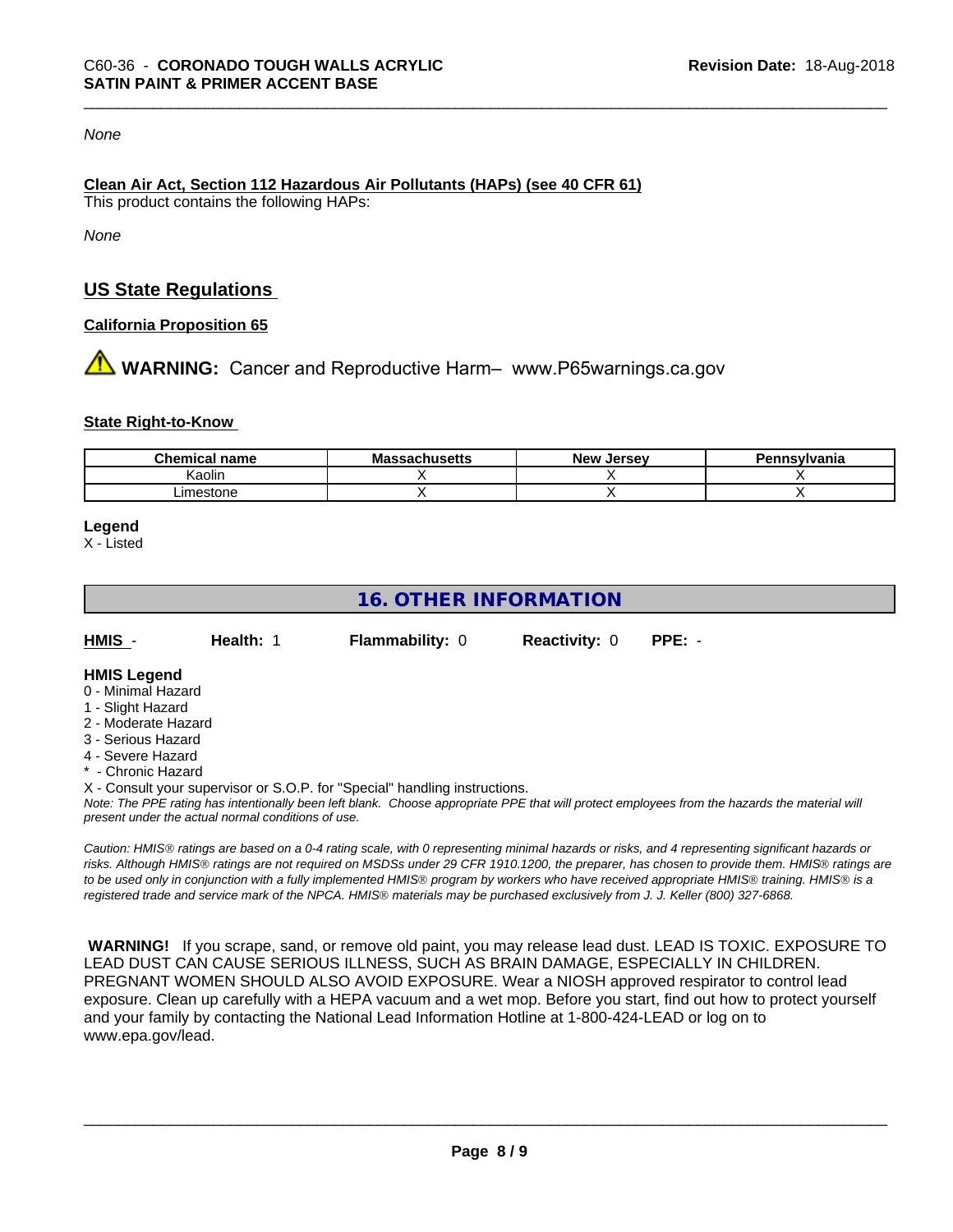*None*

**Clean Air Act, Section 112 Hazardous Air Pollutants (HAPs) (see 40 CFR 61)**
This product contains the following HAPs:

*None*

## US State Regulations

**California Proposition 65**

⚠ **WARNING:** Cancer and Reproductive Harm– www.P65warnings.ca.gov

**State Right-to-Know**

| Chemical name | Massachusetts | New Jersey | Pennsylvania |
|---|---|---|---|
| Kaolin | X | X | X |
| Limestone | X | X | X |

**Legend**
X - Listed

## 16. OTHER INFORMATION

**HMIS** - **Health:** 1 **Flammability:** 0 **Reactivity:** 0 **PPE:** -

**HMIS Legend**
0 - Minimal Hazard
1 - Slight Hazard
2 - Moderate Hazard
3 - Serious Hazard
4 - Severe Hazard
* - Chronic Hazard
X - Consult your supervisor or S.O.P. for "Special" handling instructions.
*Note: The PPE rating has intentionally been left blank. Choose appropriate PPE that will protect employees from the hazards the material will present under the actual normal conditions of use.*

*Caution: HMIS® ratings are based on a 0-4 rating scale, with 0 representing minimal hazards or risks, and 4 representing significant hazards or risks. Although HMIS® ratings are not required on MSDSs under 29 CFR 1910.1200, the preparer, has chosen to provide them. HMIS® ratings are to be used only in conjunction with a fully implemented HMIS® program by workers who have received appropriate HMIS® training. HMIS® is a registered trade and service mark of the NPCA. HMIS® materials may be purchased exclusively from J. J. Keller (800) 327-6868.*

**WARNING!** If you scrape, sand, or remove old paint, you may release lead dust. LEAD IS TOXIC. EXPOSURE TO LEAD DUST CAN CAUSE SERIOUS ILLNESS, SUCH AS BRAIN DAMAGE, ESPECIALLY IN CHILDREN. PREGNANT WOMEN SHOULD ALSO AVOID EXPOSURE. Wear a NIOSH approved respirator to control lead exposure. Clean up carefully with a HEPA vacuum and a wet mop. Before you start, find out how to protect yourself and your family by contacting the National Lead Information Hotline at 1-800-424-LEAD or log on to www.epa.gov/lead.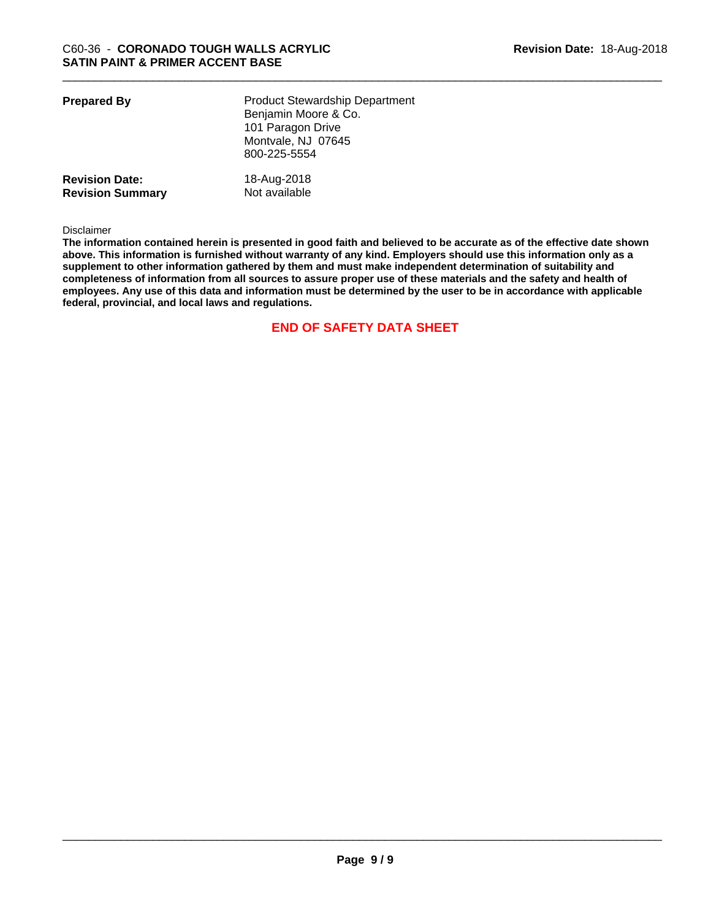| | |
|---|---|
| **Prepared By** | Product Stewardship Department<br>Benjamin Moore & Co.<br>101 Paragon Drive<br>Montvale, NJ 07645<br>800-225-5554 |
| **Revision Date:** | 18-Aug-2018 |
| **Revision Summary** | Not available |

Disclaimer

**The information contained herein is presented in good faith and believed to be accurate as of the effective date shown above. This information is furnished without warranty of any kind. Employers should use this information only as a supplement to other information gathered by them and must make independent determination of suitability and completeness of information from all sources to assure proper use of these materials and the safety and health of employees. Any use of this data and information must be determined by the user to be in accordance with applicable federal, provincial, and local laws and regulations.**

**END OF SAFETY DATA SHEET**